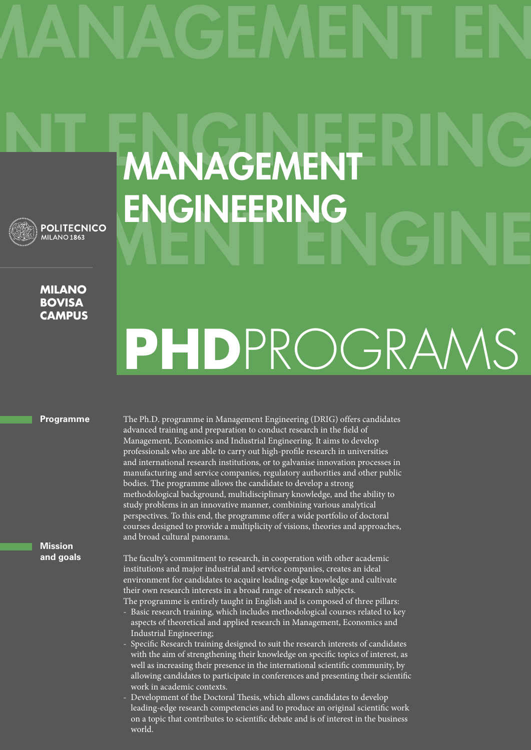# MANAGEMENT ENGINEERING

POLITECNICO MILANO 1863

**MILANO BOVISA CAMPUS**

# PHD PROGRAMS

## Programme

The Ph.D. programme in Management Engineering (DRIG) offers candidates advanced training and preparation to conduct research in the field of Management, Economics and Industrial Engineering. It aims to develop professionals who are able to carry out high-profile research in universities and international research institutions, or to galvanise innovation processes in manufacturing and service companies, regulatory authorities and other public bodies. The programme allows the candidate to develop a strong methodological background, multidisciplinary knowledge, and the ability to study problems in an innovative manner, combining various analytical perspectives. To this end, the programme offer a wide portfolio of doctoral courses designed to provide a multiplicity of visions, theories and approaches, and broad cultural panorama.

## Mission and goals

The faculty's commitment to research, in cooperation with other academic institutions and major industrial and service companies, creates an ideal environment for candidates to acquire leading-edge knowledge and cultivate their own research interests in a broad range of research subjects.
The programme is entirely taught in English and is composed of three pillars:

- Basic research training, which includes methodological courses related to key aspects of theoretical and applied research in Management, Economics and Industrial Engineering;
- Specific Research training designed to suit the research interests of candidates with the aim of strengthening their knowledge on specific topics of interest, as well as increasing their presence in the international scientific community, by allowing candidates to participate in conferences and presenting their scientific work in academic contexts.
- Development of the Doctoral Thesis, which allows candidates to develop leading-edge research competencies and to produce an original scientific work on a topic that contributes to scientific debate and is of interest in the business world.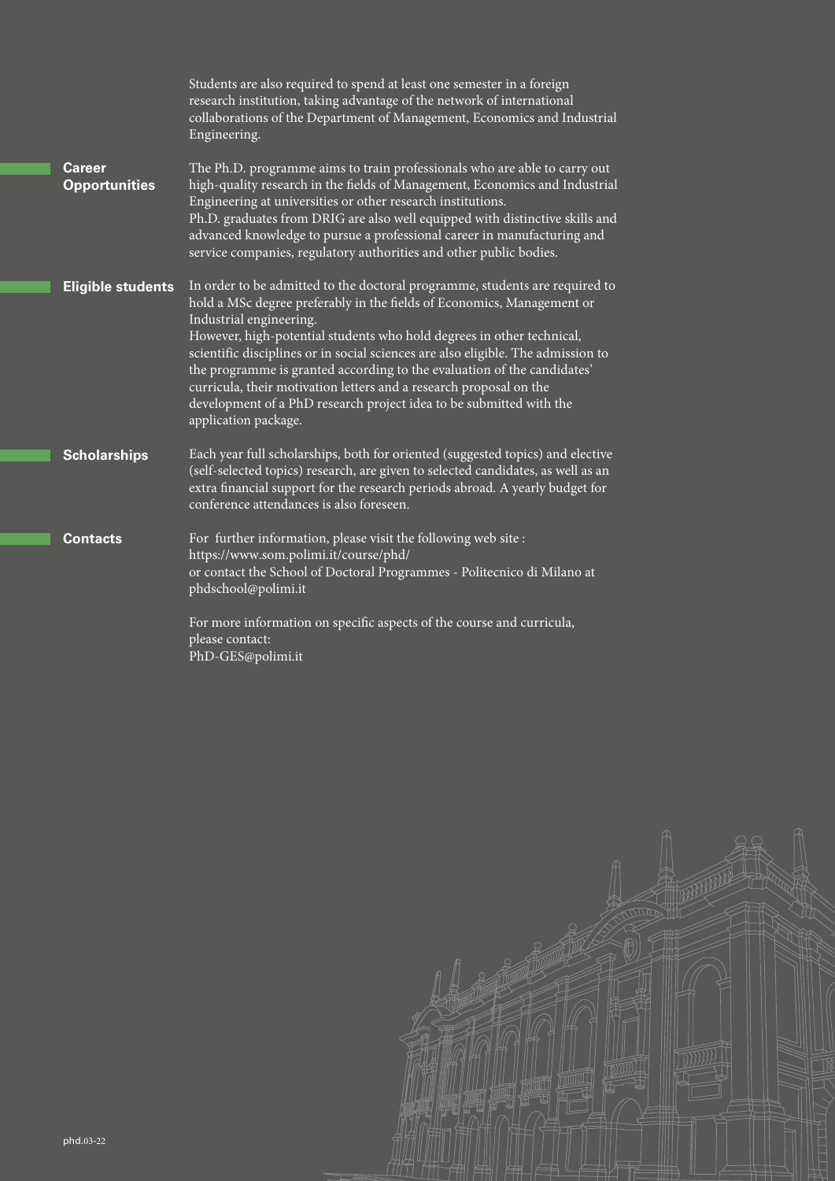Students are also required to spend at least one semester in a foreign research institution, taking advantage of the network of international collaborations of the Department of Management, Economics and Industrial Engineering.

## Career Opportunities

The Ph.D. programme aims to train professionals who are able to carry out high-quality research in the fields of Management, Economics and Industrial Engineering at universities or other research institutions.
Ph.D. graduates from DRIG are also well equipped with distinctive skills and advanced knowledge to pursue a professional career in manufacturing and service companies, regulatory authorities and other public bodies.

## Eligible students

In order to be admitted to the doctoral programme, students are required to hold a MSc degree preferably in the fields of Economics, Management or Industrial engineering.
However, high-potential students who hold degrees in other technical, scientific disciplines or in social sciences are also eligible. The admission to the programme is granted according to the evaluation of the candidates' curricula, their motivation letters and a research proposal on the development of a PhD research project idea to be submitted with the application package.

## Scholarships

Each year full scholarships, both for oriented (suggested topics) and elective (self-selected topics) research, are given to selected candidates, as well as an extra financial support for the research periods abroad. A yearly budget for conference attendances is also foreseen.

## Contacts

For further information, please visit the following web site :
https://www.som.polimi.it/course/phd/
or contact the School of Doctoral Programmes - Politecnico di Milano at
phdschool@polimi.it

For more information on specific aspects of the course and curricula, please contact:
PhD-GES@polimi.it

phd.03-22